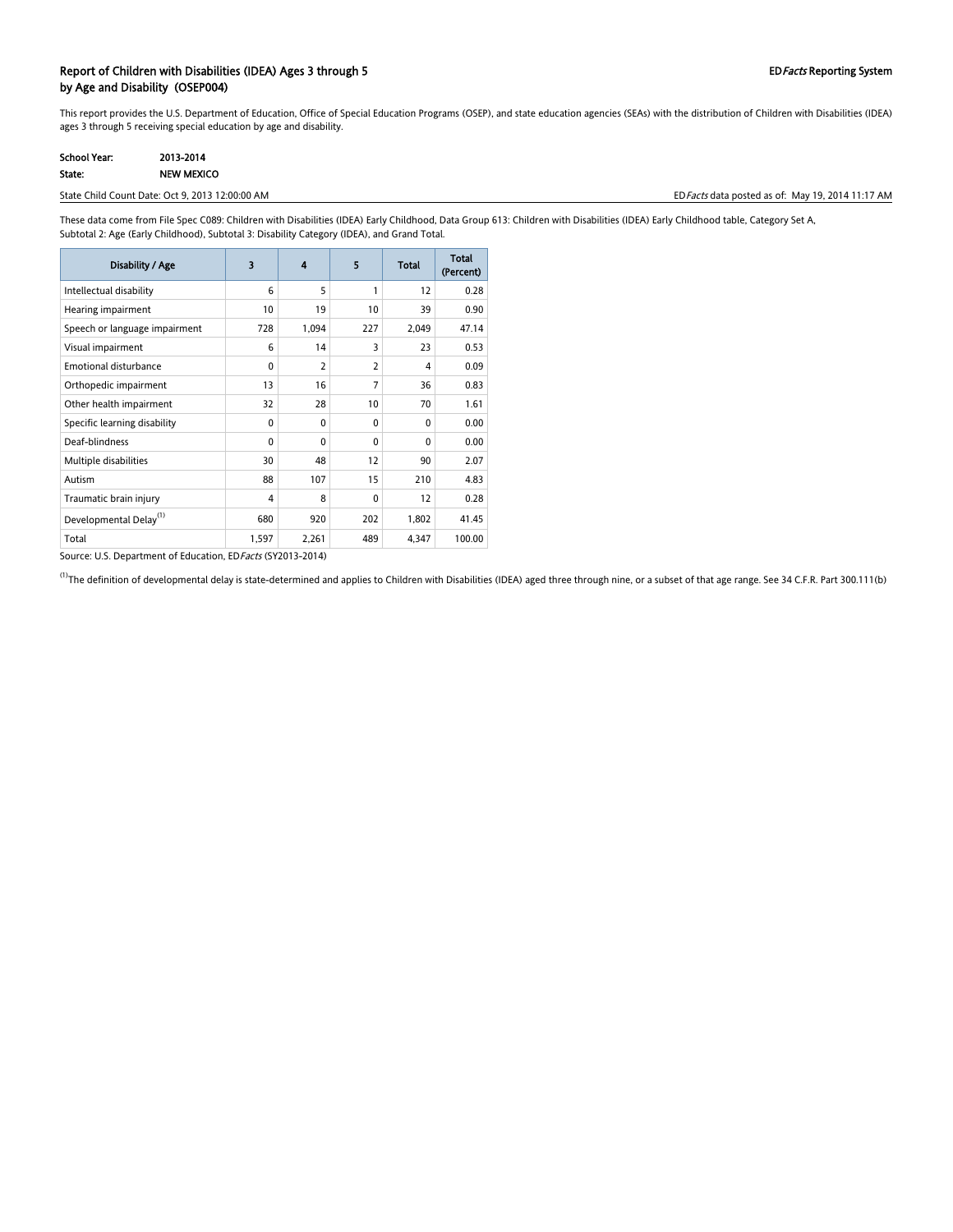# Report of Children with Disabilities (IDEA) Ages 3 through 5 by Age and Disability (OSEP004)

EDFacts Reporting System

This report provides the U.S. Department of Education, Office of Special Education Programs (OSEP), and state education agencies (SEAs) with the distribution of Children with Disabilities (IDEA) ages 3 through 5 receiving special education by age and disability.

**School Year:** 2013-2014

**State:** NEW MEXICO

State Child Count Date: Oct 9, 2013 12:00:00 AM

EDFacts data posted as of: May 19, 2014 11:17 AM

These data come from File Spec C089: Children with Disabilities (IDEA) Early Childhood, Data Group 613: Children with Disabilities (IDEA) Early Childhood table, Category Set A, Subtotal 2: Age (Early Childhood), Subtotal 3: Disability Category (IDEA), and Grand Total.

| Disability / Age | 3 | 4 | 5 | Total | Total (Percent) |
|---|---|---|---|---|---|
| Intellectual disability | 6 | 5 | 1 | 12 | 0.28 |
| Hearing impairment | 10 | 19 | 10 | 39 | 0.90 |
| Speech or language impairment | 728 | 1,094 | 227 | 2,049 | 47.14 |
| Visual impairment | 6 | 14 | 3 | 23 | 0.53 |
| Emotional disturbance | 0 | 2 | 2 | 4 | 0.09 |
| Orthopedic impairment | 13 | 16 | 7 | 36 | 0.83 |
| Other health impairment | 32 | 28 | 10 | 70 | 1.61 |
| Specific learning disability | 0 | 0 | 0 | 0 | 0.00 |
| Deaf-blindness | 0 | 0 | 0 | 0 | 0.00 |
| Multiple disabilities | 30 | 48 | 12 | 90 | 2.07 |
| Autism | 88 | 107 | 15 | 210 | 4.83 |
| Traumatic brain injury | 4 | 8 | 0 | 12 | 0.28 |
| Developmental Delay[1] | 680 | 920 | 202 | 1,802 | 41.45 |
| Total | 1,597 | 2,261 | 489 | 4,347 | 100.00 |

Source: U.S. Department of Education, EDFacts (SY2013-2014)

[1] The definition of developmental delay is state-determined and applies to Children with Disabilities (IDEA) aged three through nine, or a subset of that age range. See 34 C.F.R. Part 300.111(b)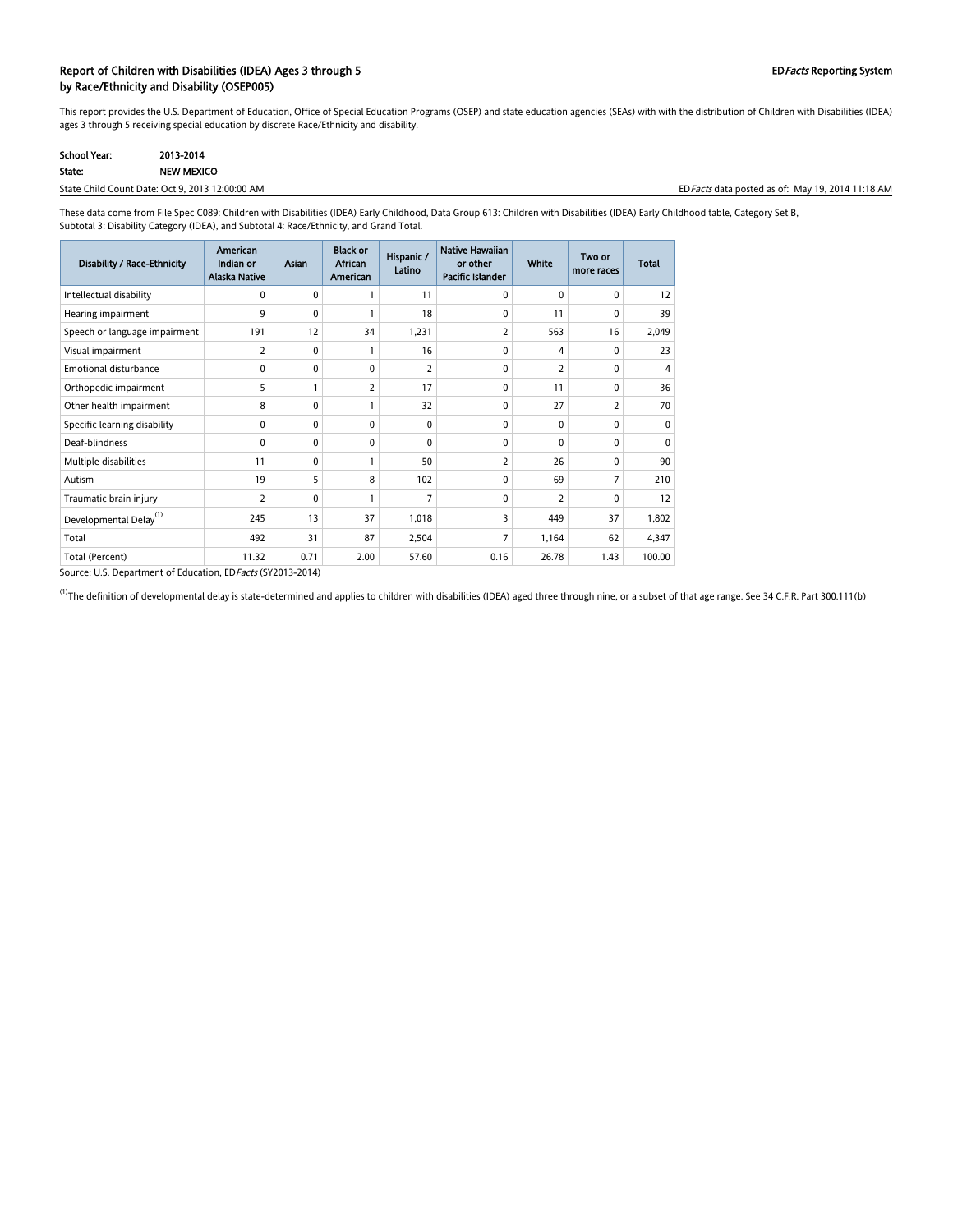## Report of Children with Disabilities (IDEA) Ages 3 through 5 by Race/Ethnicity and Disability (OSEP005)

EDFacts Reporting System

This report provides the U.S. Department of Education, Office of Special Education Programs (OSEP) and state education agencies (SEAs) with with the distribution of Children with Disabilities (IDEA) ages 3 through 5 receiving special education by discrete Race/Ethnicity and disability.

**School Year:** 2013-2014
**State:** NEW MEXICO

State Child Count Date: Oct 9, 2013 12:00:00 AM

EDFacts data posted as of: May 19, 2014 11:18 AM

These data come from File Spec C089: Children with Disabilities (IDEA) Early Childhood, Data Group 613: Children with Disabilities (IDEA) Early Childhood table, Category Set B, Subtotal 3: Disability Category (IDEA), and Subtotal 4: Race/Ethnicity, and Grand Total.

| Disability / Race-Ethnicity | American Indian or Alaska Native | Asian | Black or African American | Hispanic / Latino | Native Hawaiian or other Pacific Islander | White | Two or more races | Total |
|---|---|---|---|---|---|---|---|---|
| Intellectual disability | 0 | 0 | 1 | 11 | 0 | 0 | 0 | 12 |
| Hearing impairment | 9 | 0 | 1 | 18 | 0 | 11 | 0 | 39 |
| Speech or language impairment | 191 | 12 | 34 | 1,231 | 2 | 563 | 16 | 2,049 |
| Visual impairment | 2 | 0 | 1 | 16 | 0 | 4 | 0 | 23 |
| Emotional disturbance | 0 | 0 | 0 | 2 | 0 | 2 | 0 | 4 |
| Orthopedic impairment | 5 | 1 | 2 | 17 | 0 | 11 | 0 | 36 |
| Other health impairment | 8 | 0 | 1 | 32 | 0 | 27 | 2 | 70 |
| Specific learning disability | 0 | 0 | 0 | 0 | 0 | 0 | 0 | 0 |
| Deaf-blindness | 0 | 0 | 0 | 0 | 0 | 0 | 0 | 0 |
| Multiple disabilities | 11 | 0 | 1 | 50 | 2 | 26 | 0 | 90 |
| Autism | 19 | 5 | 8 | 102 | 0 | 69 | 7 | 210 |
| Traumatic brain injury | 2 | 0 | 1 | 7 | 0 | 2 | 0 | 12 |
| Developmental Delay[(1)] | 245 | 13 | 37 | 1,018 | 3 | 449 | 37 | 1,802 |
| Total | 492 | 31 | 87 | 2,504 | 7 | 1,164 | 62 | 4,347 |
| Total (Percent) | 11.32 | 0.71 | 2.00 | 57.60 | 0.16 | 26.78 | 1.43 | 100.00 |

Source: U.S. Department of Education, EDFacts (SY2013-2014)

[(1)]The definition of developmental delay is state-determined and applies to children with disabilities (IDEA) aged three through nine, or a subset of that age range. See 34 C.F.R. Part 300.111(b)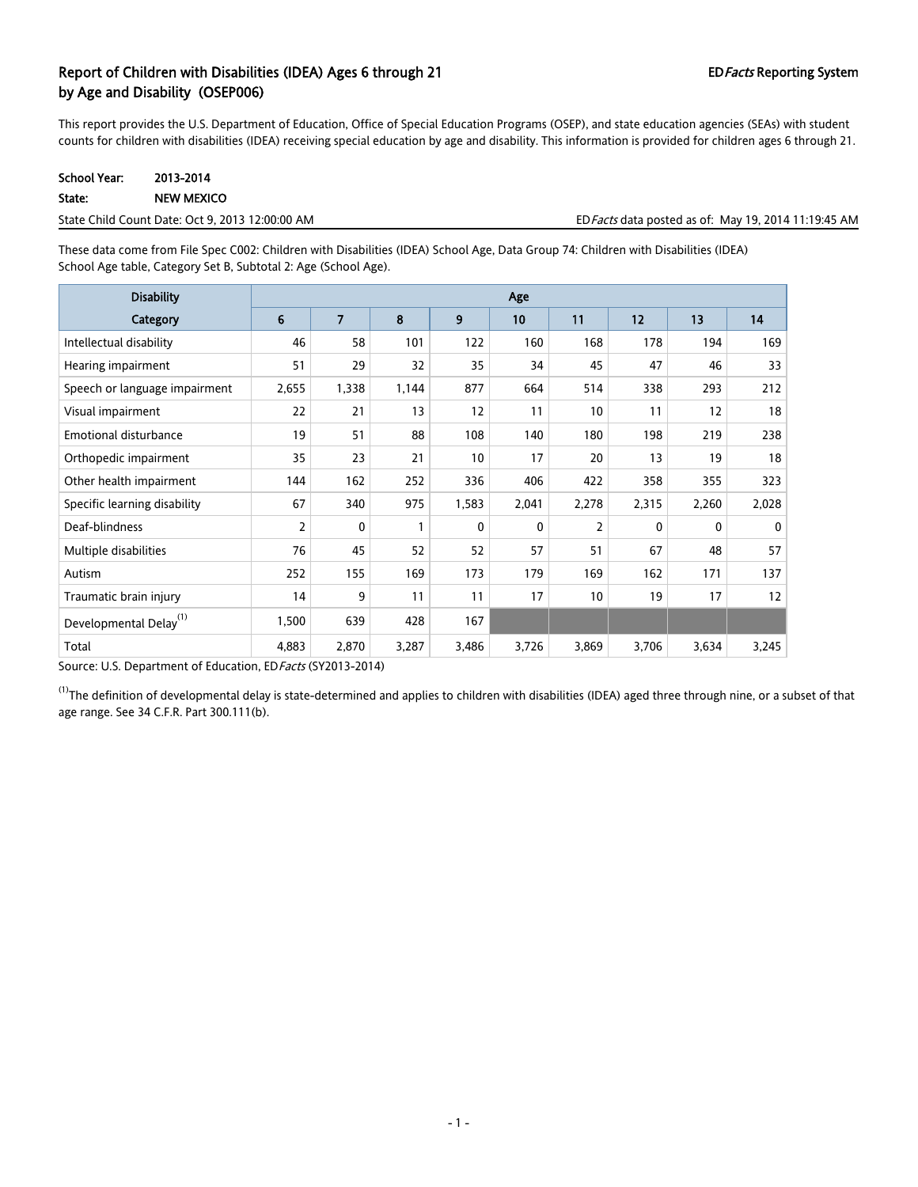# Report of Children with Disabilities (IDEA) Ages 6 through 21 by Age and Disability (OSEP006)

EDFacts Reporting System

This report provides the U.S. Department of Education, Office of Special Education Programs (OSEP), and state education agencies (SEAs) with student counts for children with disabilities (IDEA) receiving special education by age and disability. This information is provided for children ages 6 through 21.

**School Year:** 2013-2014

**State:** NEW MEXICO

State Child Count Date: Oct 9, 2013 12:00:00 AM

EDFacts data posted as of: May 19, 2014 11:19:45 AM

These data come from File Spec C002: Children with Disabilities (IDEA) School Age, Data Group 74: Children with Disabilities (IDEA) School Age table, Category Set B, Subtotal 2: Age (School Age).

| Disability | Age | | | | | | | | |
|---|---|---|---|---|---|---|---|---|---|
| Category | 6 | 7 | 8 | 9 | 10 | 11 | 12 | 13 | 14 |
| Intellectual disability | 46 | 58 | 101 | 122 | 160 | 168 | 178 | 194 | 169 |
| Hearing impairment | 51 | 29 | 32 | 35 | 34 | 45 | 47 | 46 | 33 |
| Speech or language impairment | 2,655 | 1,338 | 1,144 | 877 | 664 | 514 | 338 | 293 | 212 |
| Visual impairment | 22 | 21 | 13 | 12 | 11 | 10 | 11 | 12 | 18 |
| Emotional disturbance | 19 | 51 | 88 | 108 | 140 | 180 | 198 | 219 | 238 |
| Orthopedic impairment | 35 | 23 | 21 | 10 | 17 | 20 | 13 | 19 | 18 |
| Other health impairment | 144 | 162 | 252 | 336 | 406 | 422 | 358 | 355 | 323 |
| Specific learning disability | 67 | 340 | 975 | 1,583 | 2,041 | 2,278 | 2,315 | 2,260 | 2,028 |
| Deaf-blindness | 2 | 0 | 1 | 0 | 0 | 2 | 0 | 0 | 0 |
| Multiple disabilities | 76 | 45 | 52 | 52 | 57 | 51 | 67 | 48 | 57 |
| Autism | 252 | 155 | 169 | 173 | 179 | 169 | 162 | 171 | 137 |
| Traumatic brain injury | 14 | 9 | 11 | 11 | 17 | 10 | 19 | 17 | 12 |
| Developmental Delay[1] | 1,500 | 639 | 428 | 167 | | | | | |
| Total | 4,883 | 2,870 | 3,287 | 3,486 | 3,726 | 3,869 | 3,706 | 3,634 | 3,245 |

Source: U.S. Department of Education, EDFacts (SY2013-2014)

[1]The definition of developmental delay is state-determined and applies to children with disabilities (IDEA) aged three through nine, or a subset of that age range. See 34 C.F.R. Part 300.111(b).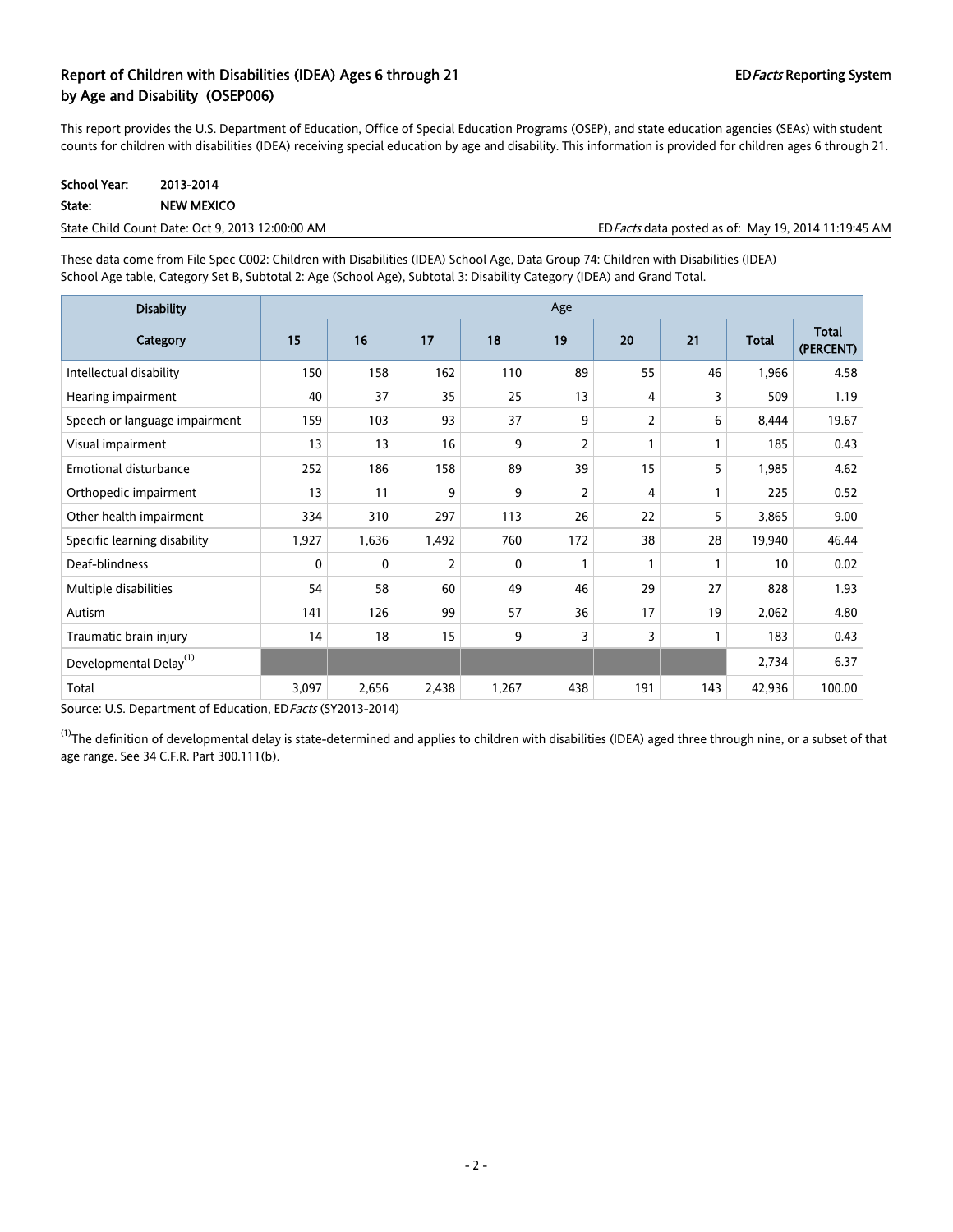## Report of Children with Disabilities (IDEA) Ages 6 through 21 by Age and Disability (OSEP006)

ED*Facts* Reporting System

This report provides the U.S. Department of Education, Office of Special Education Programs (OSEP), and state education agencies (SEAs) with student counts for children with disabilities (IDEA) receiving special education by age and disability. This information is provided for children ages 6 through 21.

**School Year:** 2013-2014

**State:** NEW MEXICO

State Child Count Date: Oct 9, 2013 12:00:00 AM

ED*Facts* data posted as of: May 19, 2014 11:19:45 AM

These data come from File Spec C002: Children with Disabilities (IDEA) School Age, Data Group 74: Children with Disabilities (IDEA) School Age table, Category Set B, Subtotal 2: Age (School Age), Subtotal 3: Disability Category (IDEA) and Grand Total.

| Disability Category | Age | | | | | | | | |
|---|---|---|---|---|---|---|---|---|---|
| | 15 | 16 | 17 | 18 | 19 | 20 | 21 | Total | Total (PERCENT) |
| Intellectual disability | 150 | 158 | 162 | 110 | 89 | 55 | 46 | 1,966 | 4.58 |
| Hearing impairment | 40 | 37 | 35 | 25 | 13 | 4 | 3 | 509 | 1.19 |
| Speech or language impairment | 159 | 103 | 93 | 37 | 9 | 2 | 6 | 8,444 | 19.67 |
| Visual impairment | 13 | 13 | 16 | 9 | 2 | 1 | 1 | 185 | 0.43 |
| Emotional disturbance | 252 | 186 | 158 | 89 | 39 | 15 | 5 | 1,985 | 4.62 |
| Orthopedic impairment | 13 | 11 | 9 | 9 | 2 | 4 | 1 | 225 | 0.52 |
| Other health impairment | 334 | 310 | 297 | 113 | 26 | 22 | 5 | 3,865 | 9.00 |
| Specific learning disability | 1,927 | 1,636 | 1,492 | 760 | 172 | 38 | 28 | 19,940 | 46.44 |
| Deaf-blindness | 0 | 0 | 2 | 0 | 1 | 1 | 1 | 10 | 0.02 |
| Multiple disabilities | 54 | 58 | 60 | 49 | 46 | 29 | 27 | 828 | 1.93 |
| Autism | 141 | 126 | 99 | 57 | 36 | 17 | 19 | 2,062 | 4.80 |
| Traumatic brain injury | 14 | 18 | 15 | 9 | 3 | 3 | 1 | 183 | 0.43 |
| Developmental Delay[1] | | | | | | | | 2,734 | 6.37 |
| Total | 3,097 | 2,656 | 2,438 | 1,267 | 438 | 191 | 143 | 42,936 | 100.00 |

Source: U.S. Department of Education, ED*Facts* (SY2013-2014)

[1] The definition of developmental delay is state-determined and applies to children with disabilities (IDEA) aged three through nine, or a subset of that age range. See 34 C.F.R. Part 300.111(b).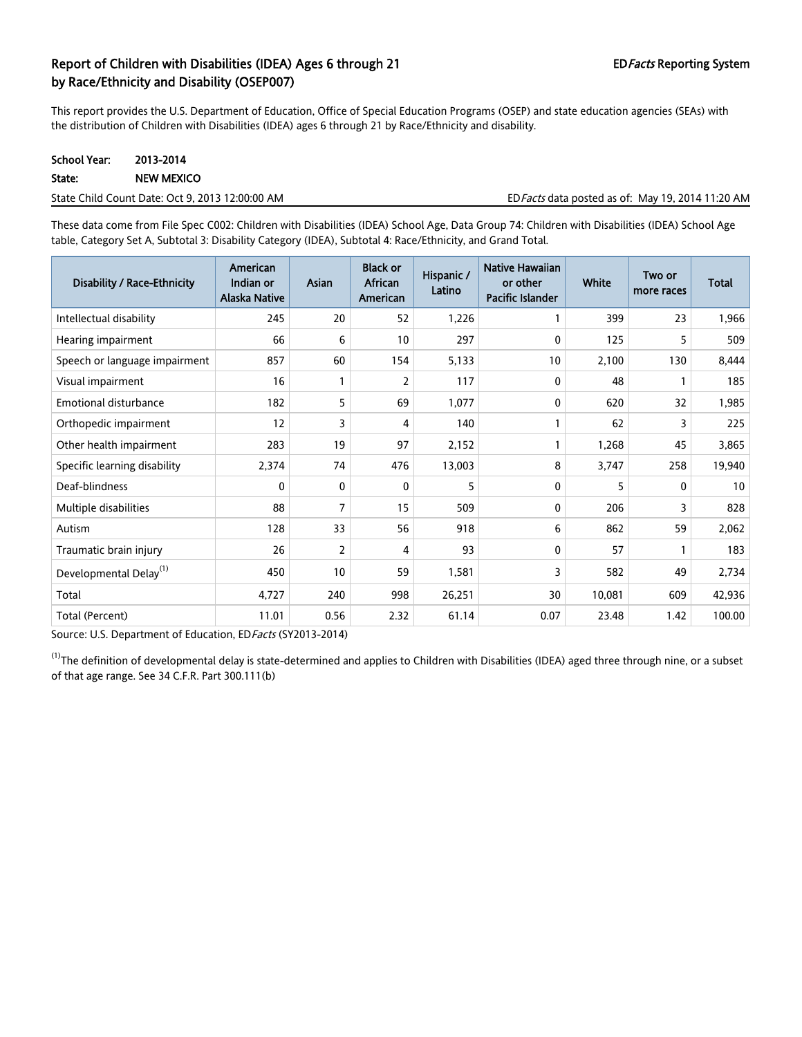## Report of Children with Disabilities (IDEA) Ages 6 through 21 by Race/Ethnicity and Disability (OSEP007)

ED*Facts* Reporting System

This report provides the U.S. Department of Education, Office of Special Education Programs (OSEP) and state education agencies (SEAs) with the distribution of Children with Disabilities (IDEA) ages 6 through 21 by Race/Ethnicity and disability.

**School Year:** 2013-2014

**State:** NEW MEXICO

State Child Count Date: Oct 9, 2013 12:00:00 AM

ED*Facts* data posted as of: May 19, 2014 11:20 AM

These data come from File Spec C002: Children with Disabilities (IDEA) School Age, Data Group 74: Children with Disabilities (IDEA) School Age table, Category Set A, Subtotal 3: Disability Category (IDEA), Subtotal 4: Race/Ethnicity, and Grand Total.

| Disability / Race-Ethnicity | American Indian or Alaska Native | Asian | Black or African American | Hispanic / Latino | Native Hawaiian or other Pacific Islander | White | Two or more races | Total |
|---|---|---|---|---|---|---|---|---|
| Intellectual disability | 245 | 20 | 52 | 1,226 | 1 | 399 | 23 | 1,966 |
| Hearing impairment | 66 | 6 | 10 | 297 | 0 | 125 | 5 | 509 |
| Speech or language impairment | 857 | 60 | 154 | 5,133 | 10 | 2,100 | 130 | 8,444 |
| Visual impairment | 16 | 1 | 2 | 117 | 0 | 48 | 1 | 185 |
| Emotional disturbance | 182 | 5 | 69 | 1,077 | 0 | 620 | 32 | 1,985 |
| Orthopedic impairment | 12 | 3 | 4 | 140 | 1 | 62 | 3 | 225 |
| Other health impairment | 283 | 19 | 97 | 2,152 | 1 | 1,268 | 45 | 3,865 |
| Specific learning disability | 2,374 | 74 | 476 | 13,003 | 8 | 3,747 | 258 | 19,940 |
| Deaf-blindness | 0 | 0 | 0 | 5 | 0 | 5 | 0 | 10 |
| Multiple disabilities | 88 | 7 | 15 | 509 | 0 | 206 | 3 | 828 |
| Autism | 128 | 33 | 56 | 918 | 6 | 862 | 59 | 2,062 |
| Traumatic brain injury | 26 | 2 | 4 | 93 | 0 | 57 | 1 | 183 |
| Developmental Delay[(1)] | 450 | 10 | 59 | 1,581 | 3 | 582 | 49 | 2,734 |
| Total | 4,727 | 240 | 998 | 26,251 | 30 | 10,081 | 609 | 42,936 |
| Total (Percent) | 11.01 | 0.56 | 2.32 | 61.14 | 0.07 | 23.48 | 1.42 | 100.00 |

Source: U.S. Department of Education, ED*Facts* (SY2013-2014)

[(1)]The definition of developmental delay is state-determined and applies to Children with Disabilities (IDEA) aged three through nine, or a subset of that age range. See 34 C.F.R. Part 300.111(b)